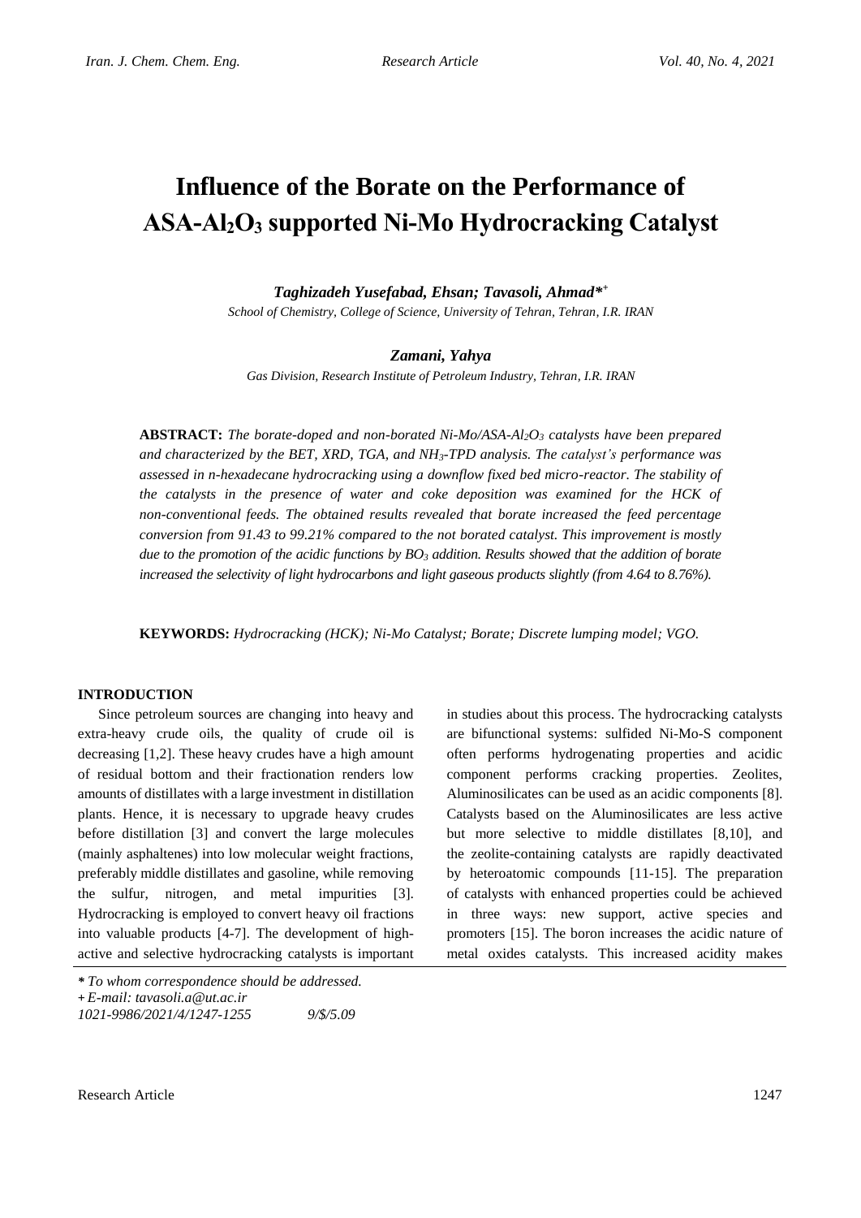# Influence of the Borate on the Performance of $ASA\text{-}Al_2O_3$ supported Ni-Mo Hydrocracking Catalyst

***Taghizadeh Yusefabad, Ehsan; Tavasoli, Ahmad****[+]

*School of Chemistry, College of Science, University of Tehran, Tehran, I.R. IRAN*

***Zamani, Yahya***

*Gas Division, Research Institute of Petroleum Industry, Tehran, I.R. IRAN*

**ABSTRACT:** *The borate-doped and non-borated Ni-Mo/ASA-$Al_2O_3$ catalysts have been prepared and characterized by the BET, XRD, TGA, and $NH_3$-TPD analysis. The catalyst's performance was assessed in n-hexadecane hydrocracking using a downflow fixed bed micro-reactor. The stability of the catalysts in the presence of water and coke deposition was examined for the HCK of non-conventional feeds. The obtained results revealed that borate increased the feed percentage conversion from 91.43 to 99.21% compared to the not borated catalyst. This improvement is mostly due to the promotion of the acidic functions by $BO_3$ addition. Results showed that the addition of borate increased the selectivity of light hydrocarbons and light gaseous products slightly (from 4.64 to 8.76%).*

**KEYWORDS:** *Hydrocracking (HCK); Ni-Mo Catalyst; Borate; Discrete lumping model; VGO.*

## INTRODUCTION

Since petroleum sources are changing into heavy and extra-heavy crude oils, the quality of crude oil is decreasing [1,2]. These heavy crudes have a high amount of residual bottom and their fractionation renders low amounts of distillates with a large investment in distillation plants. Hence, it is necessary to upgrade heavy crudes before distillation [3] and convert the large molecules (mainly asphaltenes) into low molecular weight fractions, preferably middle distillates and gasoline, while removing the sulfur, nitrogen, and metal impurities [3]. Hydrocracking is employed to convert heavy oil fractions into valuable products [4-7]. The development of high-active and selective hydrocracking catalysts is important in studies about this process. The hydrocracking catalysts are bifunctional systems: sulfided Ni-Mo-S component often performs hydrogenating properties and acidic component performs cracking properties. Zeolites, Aluminosilicates can be used as an acidic components [8]. Catalysts based on the Aluminosilicates are less active but more selective to middle distillates [8,10], and the zeolite-containing catalysts are rapidly deactivated by heteroatomic compounds [11-15]. The preparation of catalysts with enhanced properties could be achieved in three ways: new support, active species and promoters [15]. The boron increases the acidic nature of metal oxides catalysts. This increased acidity makes

\* *To whom correspondence should be addressed.*

\+ *E-mail: tavasoli.a@ut.ac.ir*

*1021-9986/2021/4/1247-1255 9/$/5.09*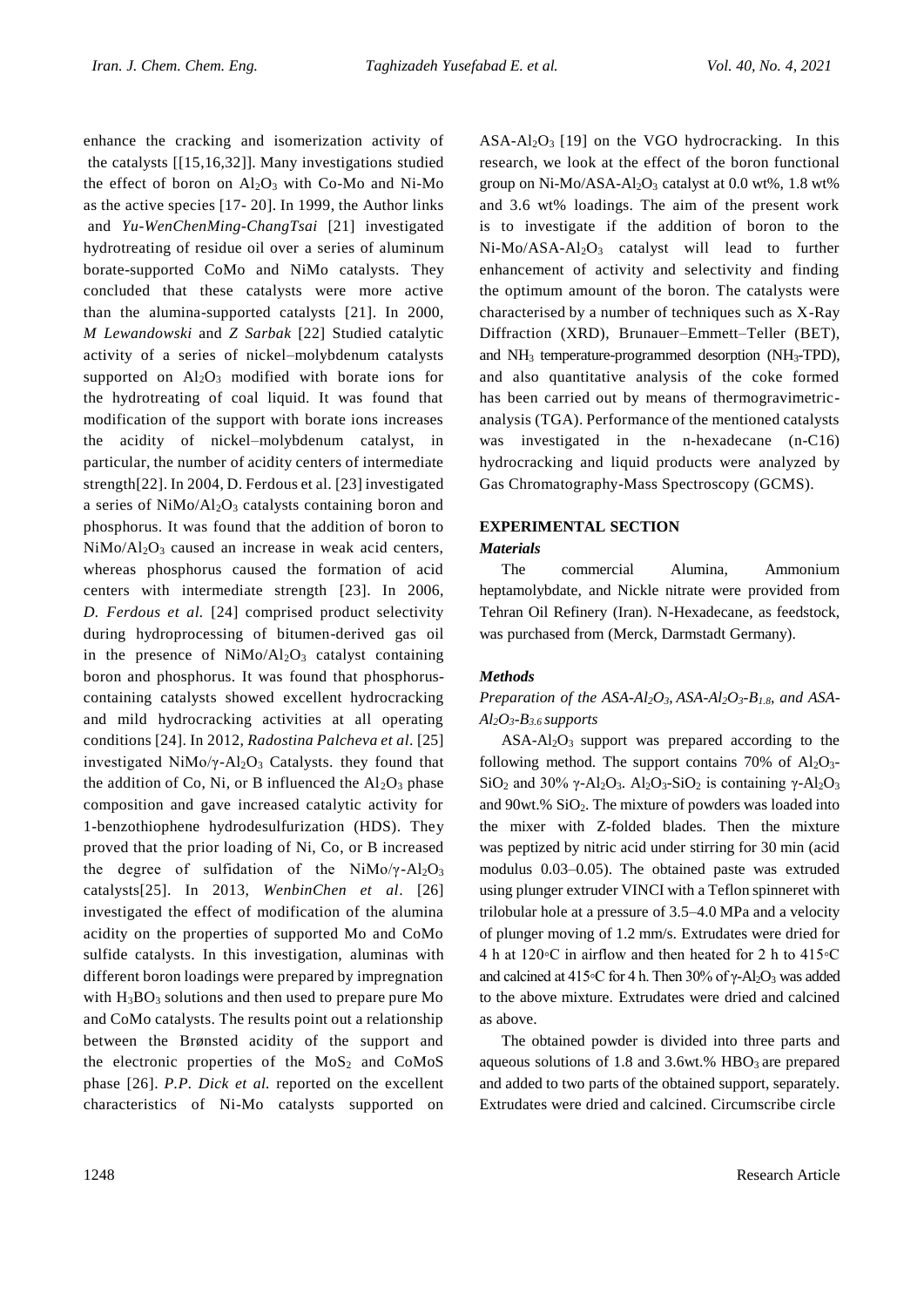enhance the cracking and isomerization activity of the catalysts [[15,16,32]]. Many investigations studied the effect of boron on $Al_2O_3$ with Co-Mo and Ni-Mo as the active species [17- 20]. In 1999, the Author links and *Yu-WenChenMing-ChangTsai* [21] investigated hydrotreating of residue oil over a series of aluminum borate-supported CoMo and NiMo catalysts. They concluded that these catalysts were more active than the alumina-supported catalysts [21]. In 2000, *M Lewandowski* and *Z Sarbak* [22] Studied catalytic activity of a series of nickel–molybdenum catalysts supported on $Al_2O_3$ modified with borate ions for the hydrotreating of coal liquid. It was found that modification of the support with borate ions increases the acidity of nickel–molybdenum catalyst, in particular, the number of acidity centers of intermediate strength[22]. In 2004, D. Ferdous et al. [23] investigated a series of $NiMo/Al_2O_3$ catalysts containing boron and phosphorus. It was found that the addition of boron to $NiMo/Al_2O_3$ caused an increase in weak acid centers, whereas phosphorus caused the formation of acid centers with intermediate strength [23]. In 2006, *D. Ferdous et al.* [24] comprised product selectivity during hydroprocessing of bitumen-derived gas oil in the presence of $NiMo/Al_2O_3$ catalyst containing boron and phosphorus. It was found that phosphorus-containing catalysts showed excellent hydrocracking and mild hydrocracking activities at all operating conditions [24]. In 2012, *Radostina Palcheva et al*. [25] investigated $NiMo/\gamma\text{-}Al_2O_3$ Catalysts. they found that the addition of Co, Ni, or B influenced the $Al_2O_3$ phase composition and gave increased catalytic activity for 1-benzothiophene hydrodesulfurization (HDS). They proved that the prior loading of Ni, Co, or B increased the degree of sulfidation of the $NiMo/\gamma\text{-}Al_2O_3$ catalysts[25]. In 2013, *WenbinChen et al*. [26] investigated the effect of modification of the alumina acidity on the properties of supported Mo and CoMo sulfide catalysts. In this investigation, aluminas with different boron loadings were prepared by impregnation with $H_3BO_3$ solutions and then used to prepare pure Mo and CoMo catalysts. The results point out a relationship between the Brønsted acidity of the support and the electronic properties of the $MoS_2$ and CoMoS phase [26]. *P.P. Dick et al.* reported on the excellent characteristics of Ni-Mo catalysts supported on $ASA\text{-}Al_2O_3$ [19] on the VGO hydrocracking. In this research, we look at the effect of the boron functional group on $Ni\text{-}Mo/ASA\text{-}Al_2O_3$ catalyst at 0.0 wt%, 1.8 wt% and 3.6 wt% loadings. The aim of the present work is to investigate if the addition of boron to the $Ni\text{-}Mo/ASA\text{-}Al_2O_3$ catalyst will lead to further enhancement of activity and selectivity and finding the optimum amount of the boron. The catalysts were characterised by a number of techniques such as X-Ray Diffraction (XRD), Brunauer–Emmett–Teller (BET), and $NH_3$ temperature-programmed desorption ($NH_3$-TPD), and also quantitative analysis of the coke formed has been carried out by means of thermogravimetric-analysis (TGA). Performance of the mentioned catalysts was investigated in the n-hexadecane (n-C16) hydrocracking and liquid products were analyzed by Gas Chromatography-Mass Spectroscopy (GCMS).

## EXPERIMENTAL SECTION

### *Materials*

The commercial Alumina, Ammonium heptamolybdate, and Nickle nitrate were provided from Tehran Oil Refinery (Iran). N-Hexadecane, as feedstock, was purchased from (Merck, Darmstadt Germany).

### *Methods*

*Preparation of the $ASA\text{-}Al_2O_3$, $ASA\text{-}Al_2O_3\text{-}B_{1.8}$, and $ASA\text{-}Al_2O_3\text{-}B_{3.6}$ supports*

$ASA\text{-}Al_2O_3$ support was prepared according to the following method. The support contains 70% of $Al_2O_3\text{-}SiO_2$ and 30% $\gamma\text{-}Al_2O_3$. $Al_2O_3\text{-}SiO_2$ is containing $\gamma\text{-}Al_2O_3$ and 90wt.% $SiO_2$. The mixture of powders was loaded into the mixer with Z-folded blades. Then the mixture was peptized by nitric acid under stirring for 30 min (acid modulus 0.03–0.05). The obtained paste was extruded using plunger extruder VINCI with a Teflon spinneret with trilobular hole at a pressure of 3.5–4.0 MPa and a velocity of plunger moving of 1.2 mm/s. Extrudates were dried for 4 h at 120◦C in airflow and then heated for 2 h to 415◦C and calcined at 415◦C for 4 h. Then 30% of $\gamma\text{-}Al_2O_3$ was added to the above mixture. Extrudates were dried and calcined as above.

The obtained powder is divided into three parts and aqueous solutions of 1.8 and 3.6wt.% $HBO_3$ are prepared and added to two parts of the obtained support, separately. Extrudates were dried and calcined. Circumscribe circle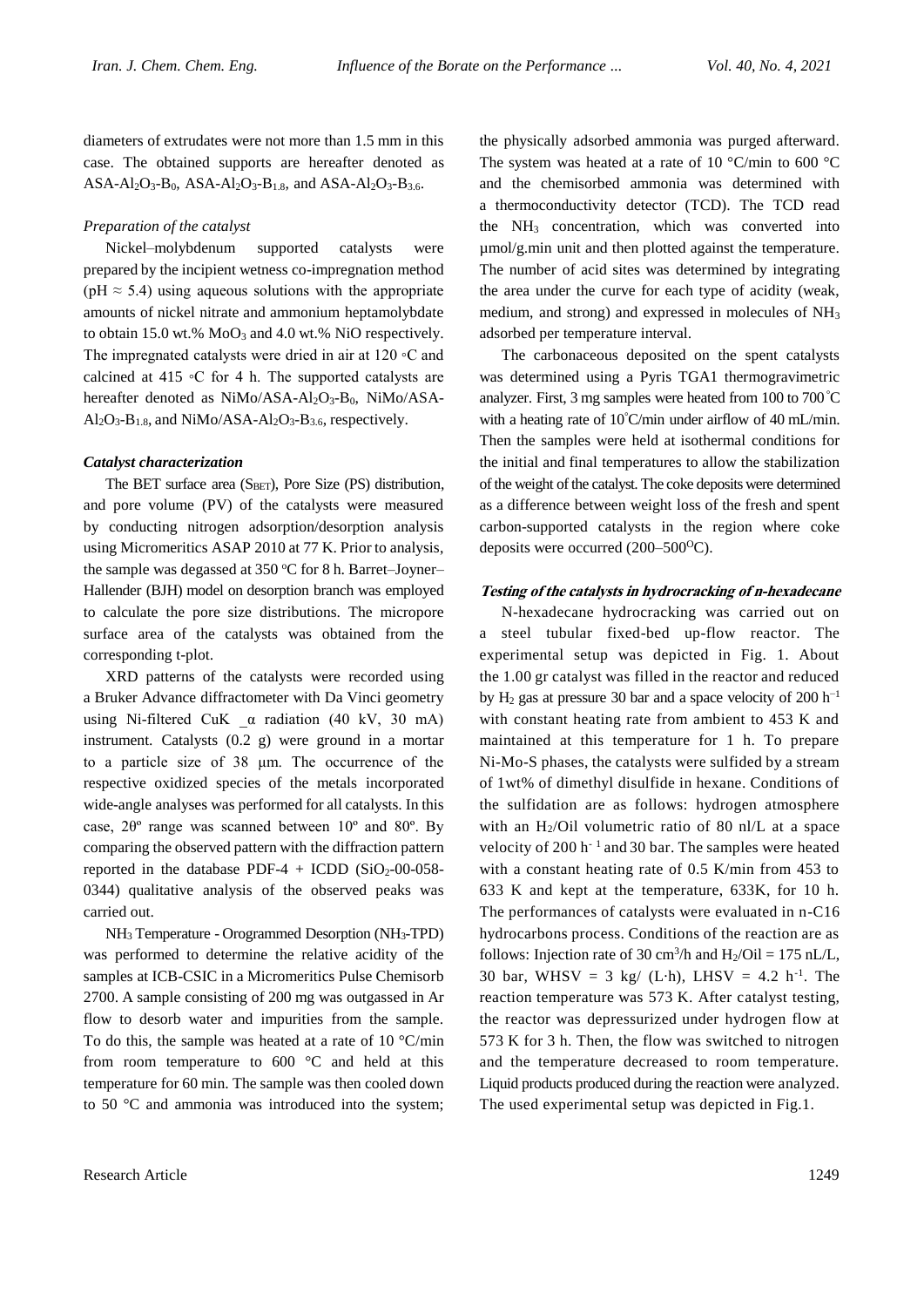diameters of extrudates were not more than 1.5 mm in this case. The obtained supports are hereafter denoted as ASA-$Al_2O_3$-$B_0$, ASA-$Al_2O_3$-$B_{1.8}$, and ASA-$Al_2O_3$-$B_{3.6}$.

### *Preparation of the catalyst*

Nickel–molybdenum supported catalysts were prepared by the incipient wetness co-impregnation method (pH ≈ 5.4) using aqueous solutions with the appropriate amounts of nickel nitrate and ammonium heptamolybdate to obtain 15.0 wt.% $MoO_3$ and 4.0 wt.% NiO respectively. The impregnated catalysts were dried in air at 120 ◦C and calcined at 415 ◦C for 4 h. The supported catalysts are hereafter denoted as NiMo/$Al_2O_3$-$B_0$, NiMo/ASA-$Al_2O_3$-$B_{1.8}$, and NiMo/ASA-$Al_2O_3$-$B_{3.6}$, respectively.

### ***Catalyst characterization***

The BET surface area ($S_{BET}$), Pore Size (PS) distribution, and pore volume (PV) of the catalysts were measured by conducting nitrogen adsorption/desorption analysis using Micromeritics ASAP 2010 at 77 K. Prior to analysis, the sample was degassed at 350 ºC for 8 h. Barret–Joyner–Hallender (BJH) model on desorption branch was employed to calculate the pore size distributions. The micropore surface area of the catalysts was obtained from the corresponding t-plot.

XRD patterns of the catalysts were recorded using a Bruker Advance diffractometer with Da Vinci geometry using Ni-filtered CuK _α radiation (40 kV, 30 mA) instrument. Catalysts (0.2 g) were ground in a mortar to a particle size of 38 μm. The occurrence of the respective oxidized species of the metals incorporated wide-angle analyses was performed for all catalysts. In this case, 2θº range was scanned between 10º and 80º. By comparing the observed pattern with the diffraction pattern reported in the database PDF-4 + ICDD ($SiO_2$-00-058-0344) qualitative analysis of the observed peaks was carried out.

$NH_3$ Temperature - Orogrammed Desorption ($NH_3$-TPD) was performed to determine the relative acidity of the samples at ICB-CSIC in a Micromeritics Pulse Chemisorb 2700. A sample consisting of 200 mg was outgassed in Ar flow to desorb water and impurities from the sample. To do this, the sample was heated at a rate of 10 °C/min from room temperature to 600 °C and held at this temperature for 60 min. The sample was then cooled down to 50 °C and ammonia was introduced into the system; the physically adsorbed ammonia was purged afterward. The system was heated at a rate of 10 °C/min to 600 °C and the chemisorbed ammonia was determined with a thermoconductivity detector (TCD). The TCD read the $NH_3$ concentration, which was converted into µmol/g.min unit and then plotted against the temperature. The number of acid sites was determined by integrating the area under the curve for each type of acidity (weak, medium, and strong) and expressed in molecules of $NH_3$ adsorbed per temperature interval.

The carbonaceous deposited on the spent catalysts was determined using a Pyris TGA1 thermogravimetric analyzer. First, 3 mg samples were heated from 100 to 700 ˚C with a heating rate of 10˚C/min under airflow of 40 mL/min. Then the samples were held at isothermal conditions for the initial and final temperatures to allow the stabilization of the weight of the catalyst. The coke deposits were determined as a difference between weight loss of the fresh and spent carbon-supported catalysts in the region where coke deposits were occurred (200–500ºC).

### ***Testing of the catalysts in hydrocracking of n-hexadecane***

N-hexadecane hydrocracking was carried out on a steel tubular fixed-bed up-flow reactor. The experimental setup was depicted in Fig. 1. About the 1.00 gr catalyst was filled in the reactor and reduced by $H_2$ gas at pressure 30 bar and a space velocity of 200 $h^{-1}$ with constant heating rate from ambient to 453 K and maintained at this temperature for 1 h. To prepare Ni-Mo-S phases, the catalysts were sulfided by a stream of 1wt% of dimethyl disulfide in hexane. Conditions of the sulfidation are as follows: hydrogen atmosphere with an $H_2$/Oil volumetric ratio of 80 nl/L at a space velocity of 200 $h^{-1}$ and 30 bar. The samples were heated with a constant heating rate of 0.5 K/min from 453 to 633 K and kept at the temperature, 633K, for 10 h. The performances of catalysts were evaluated in n-C16 hydrocarbons process. Conditions of the reaction are as follows: Injection rate of 30 $cm^3$/h and $H_2$/Oil = 175 nL/L, 30 bar, WHSV = 3 kg/ (L·h), LHSV = 4.2 $h^{-1}$. The reaction temperature was 573 K. After catalyst testing, the reactor was depressurized under hydrogen flow at 573 K for 3 h. Then, the flow was switched to nitrogen and the temperature decreased to room temperature. Liquid products produced during the reaction were analyzed. The used experimental setup was depicted in Fig.1.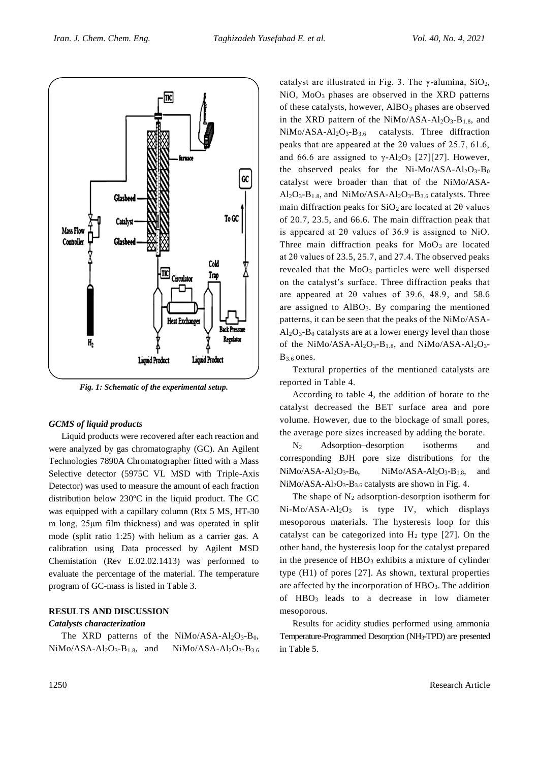*Fig. 1: Schematic of the experimental setup.*

### *GCMS of liquid products*

Liquid products were recovered after each reaction and were analyzed by gas chromatography (GC). An Agilent Technologies 7890A Chromatographer fitted with a Mass Selective detector (5975C VL MSD with Triple-Axis Detector) was used to measure the amount of each fraction distribution below 230ºC in the liquid product. The GC was equipped with a capillary column (Rtx 5 MS, HT-30 m long, 25μm film thickness) and was operated in split mode (split ratio 1:25) with helium as a carrier gas. A calibration using Data processed by Agilent MSD Chemistation (Rev E.02.02.1413) was performed to evaluate the percentage of the material. The temperature program of GC-mass is listed in Table 3.

## RESULTS AND DISCUSSION

### *Catalysts characterization*

The XRD patterns of the NiMo/ASA-$Al_2O_3$-$B_0$, NiMo/ASA-$Al_2O_3$-$B_{1.8}$, and NiMo/ASA-$Al_2O_3$-$B_{3.6}$ catalyst are illustrated in Fig. 3. The γ-alumina, $SiO_2$, NiO, $MoO_3$ phases are observed in the XRD patterns of these catalysts, however, $AlBO_3$ phases are observed in the XRD pattern of the NiMo/ASA-$Al_2O_3$-$B_{1.8}$, and NiMo/ASA-$Al_2O_3$-$B_{3.6}$ catalysts. Three diffraction peaks that are appeared at the 2θ values of 25.7, 61.6, and 66.6 are assigned to γ-$Al_2O_3$ [27][27]. However, the observed peaks for the Ni-Mo/ASA-$Al_2O_3$-$B_0$ catalyst were broader than that of the NiMo/ASA-$Al_2O_3$-$B_{1.8}$, and NiMo/ASA-$Al_2O_3$-$B_{3.6}$ catalysts. Three main diffraction peaks for $SiO_2$ are located at 2θ values of 20.7, 23.5, and 66.6. The main diffraction peak that is appeared at 2θ values of 36.9 is assigned to NiO. Three main diffraction peaks for $MoO_3$ are located at 2θ values of 23.5, 25.7, and 27.4. The observed peaks revealed that the $MoO_3$ particles were well dispersed on the catalyst's surface. Three diffraction peaks that are appeared at 2θ values of 39.6, 48.9, and 58.6 are assigned to $AlBO_3$. By comparing the mentioned patterns, it can be seen that the peaks of the NiMo/ASA-$Al_2O_3$-$B_0$ catalysts are at a lower energy level than those of the NiMo/ASA-$Al_2O_3$-$B_{1.8}$, and NiMo/ASA-$Al_2O_3$-$B_{3.6}$ ones.

Textural properties of the mentioned catalysts are reported in Table 4.

According to table 4, the addition of borate to the catalyst decreased the BET surface area and pore volume. However, due to the blockage of small pores, the average pore sizes increased by adding the borate.

$N_2$ Adsorption–desorption isotherms and corresponding BJH pore size distributions for the NiMo/ASA-$Al_2O_3$-$B_0$, NiMo/ASA-$Al_2O_3$-$B_{1.8}$, and NiMo/ASA-$Al_2O_3$-$B_{3.6}$ catalysts are shown in Fig. 4.

The shape of $N_2$ adsorption-desorption isotherm for Ni-Mo/ASA-$Al_2O_3$ is type IV, which displays mesoporous materials. The hysteresis loop for this catalyst can be categorized into $H_2$ type [27]. On the other hand, the hysteresis loop for the catalyst prepared in the presence of $HBO_3$ exhibits a mixture of cylinder type (H1) of pores [27]. As shown, textural properties are affected by the incorporation of $HBO_3$. The addition of $HBO_3$ leads to a decrease in low diameter mesoporous.

Results for acidity studies performed using ammonia Temperature-Programmed Desorption ($NH_3$-TPD) are presented in Table 5.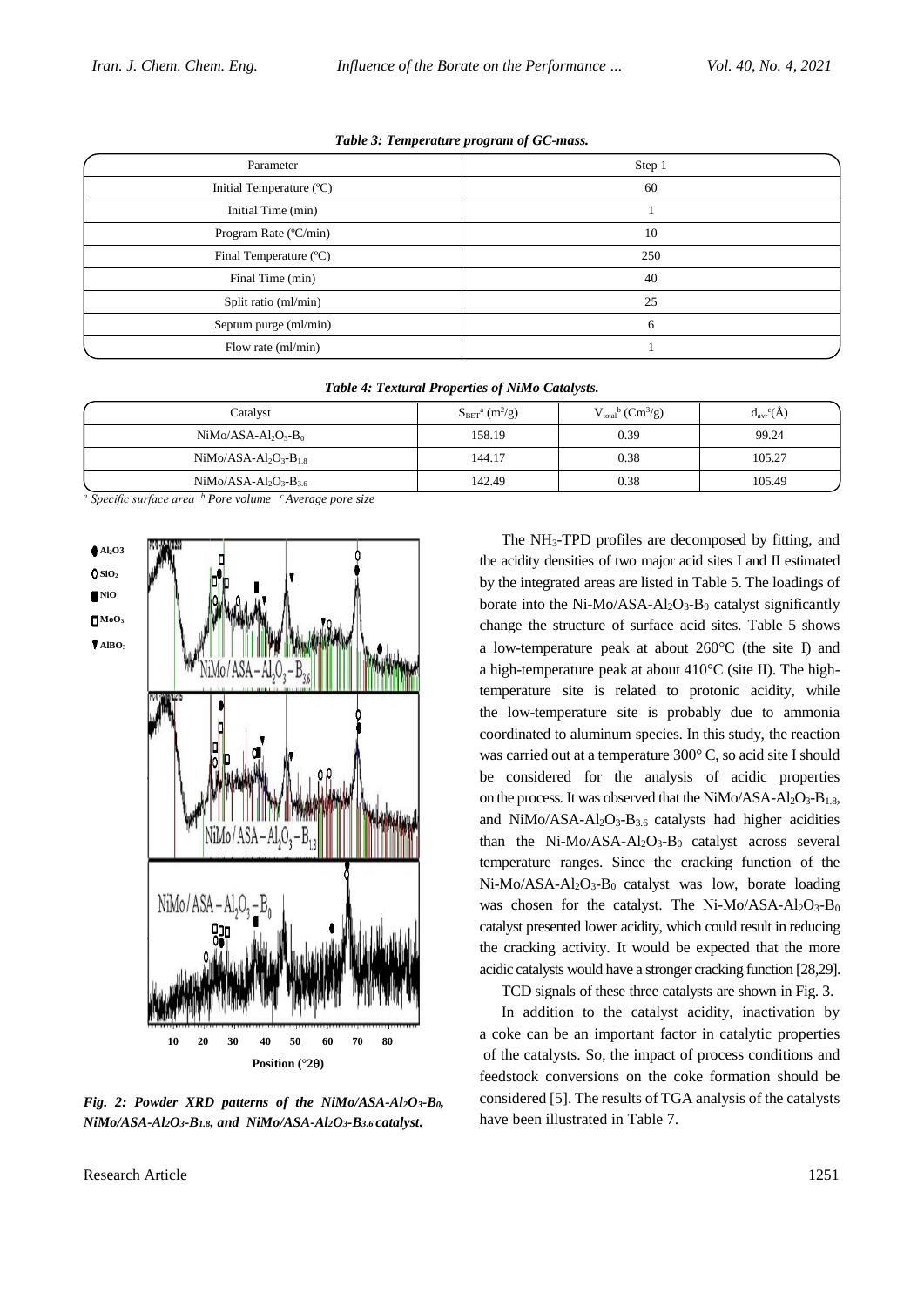*Table 3: Temperature program of GC-mass.*

| Parameter | Step 1 |
|---|---|
| Initial Temperature (ºC) | 60 |
| Initial Time (min) | 1 |
| Program Rate (ºC/min) | 10 |
| Final Temperature (ºC) | 250 |
| Final Time (min) | 40 |
| Split ratio (ml/min) | 25 |
| Septum purge (ml/min) | 6 |
| Flow rate (ml/min) | 1 |

*Table 4: Textural Properties of NiMo Catalysts.*

| Catalyst | $S_{BET}$[a] ($m^2$/g) | $V_{total}$[b] ($Cm^3$/g) | $d_{avr}$[c](Å) |
|---|---|---|---|
| NiMo/ASA-$Al_2O_3$-$B_0$ | 158.19 | 0.39 | 99.24 |
| NiMo/ASA-$Al_2O_3$-$B_{1.8}$ | 144.17 | 0.38 | 105.27 |
| NiMo/ASA-$Al_2O_3$-$B_{3.6}$ | 142.49 | 0.38 | 105.49 |

[a] Specific surface area [b] Pore volume [c] Average pore size

*Fig. 2: Powder XRD patterns of the NiMo/ASA-$Al_2O_3$-$B_0$, NiMo/ASA-$Al_2O_3$-$B_{1.8}$, and NiMo/ASA-$Al_2O_3$-$B_{3.6}$ catalyst.*

The $NH_3$-TPD profiles are decomposed by fitting, and the acidity densities of two major acid sites I and II estimated by the integrated areas are listed in Table 5. The loadings of borate into the Ni-Mo/ASA-$Al_2O_3$-$B_0$ catalyst significantly change the structure of surface acid sites. Table 5 shows a low-temperature peak at about 260°C (the site I) and a high-temperature peak at about 410°C (site II). The high-temperature site is related to protonic acidity, while the low-temperature site is probably due to ammonia coordinated to aluminum species. In this study, the reaction was carried out at a temperature 300° C, so acid site I should be considered for the analysis of acidic properties on the process. It was observed that the NiMo/ASA-$Al_2O_3$-$B_{1.8}$, and NiMo/ASA-$Al_2O_3$-$B_{3.6}$ catalysts had higher acidities than the Ni-Mo/ASA-$Al_2O_3$-$B_0$ catalyst across several temperature ranges. Since the cracking function of the Ni-Mo/ASA-$Al_2O_3$-$B_0$ catalyst was low, borate loading was chosen for the catalyst. The Ni-Mo/ASA-$Al_2O_3$-$B_0$ catalyst presented lower acidity, which could result in reducing the cracking activity. It would be expected that the more acidic catalysts would have a stronger cracking function [28,29].

TCD signals of these three catalysts are shown in Fig. 3.

In addition to the catalyst acidity, inactivation by a coke can be an important factor in catalytic properties of the catalysts. So, the impact of process conditions and feedstock conversions on the coke formation should be considered [5]. The results of TGA analysis of the catalysts have been illustrated in Table 7.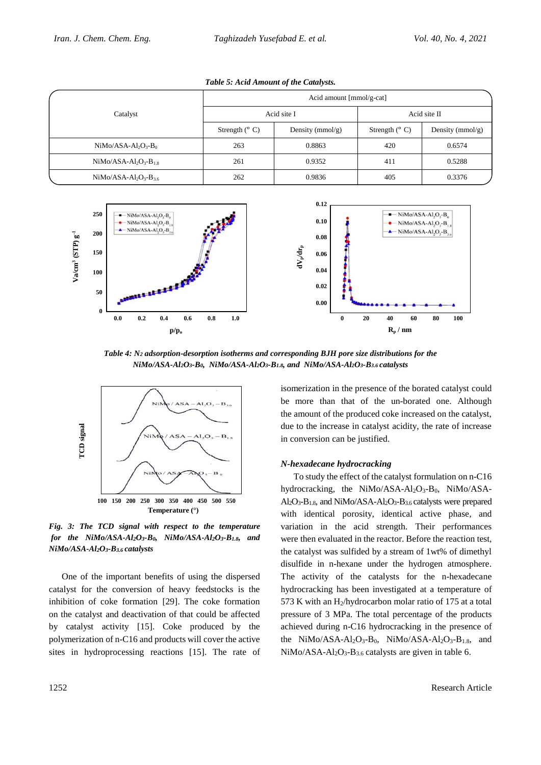*Table 5: Acid Amount of the Catalysts.*

| Catalyst | Acid amount [mmol/g-cat] | | | |
|---|---|---|---|---|
| | Acid site I | | Acid site II | |
| | Strength (° C) | Density (mmol/g) | Strength (° C) | Density (mmol/g) |
| NiMo/ASA-$Al_2O_3$-$B_0$ | 263 | 0.8863 | 420 | 0.6574 |
| NiMo/ASA-$Al_2O_3$-$B_{1.8}$ | 261 | 0.9352 | 411 | 0.5288 |
| NiMo/ASA-$Al_2O_3$-$B_{3.6}$ | 262 | 0.9836 | 405 | 0.3376 |

***Table 4: $N_2$ adsorption-desorption isotherms and corresponding BJH pore size distributions for the NiMo/ASA-$Al_2O_3$-$B_0$, NiMo/ASA-$Al_2O_3$-$B_{1.8}$, and NiMo/ASA-$Al_2O_3$-$B_{3.6}$ catalysts***

***Fig. 3: The TCD signal with respect to the temperature for the NiMo/ASA-$Al_2O_3$-$B_0$, NiMo/ASA-$Al_2O_3$-$B_{1.8}$, and NiMo/ASA-$Al_2O_3$-$B_{3.6}$ catalysts***

One of the important benefits of using the dispersed catalyst for the conversion of heavy feedstocks is the inhibition of coke formation [29]. The coke formation on the catalyst and deactivation of that could be affected by catalyst activity [15]. Coke produced by the polymerization of n-C16 and products will cover the active sites in hydroprocessing reactions [15]. The rate of isomerization in the presence of the borated catalyst could be more than that of the un-borated one. Although the amount of the produced coke increased on the catalyst, due to the increase in catalyst acidity, the rate of increase in conversion can be justified.

### *N-hexadecane hydrocracking*

To study the effect of the catalyst formulation on n-C16 hydrocracking, the NiMo/ASA-$Al_2O_3$-$B_0$, NiMo/ASA-$Al_2O_3$-$B_{1.8}$, and NiMo/ASA-$Al_2O_3$-$B_{3.6}$ catalysts were prepared with identical porosity, identical active phase, and variation in the acid strength. Their performances were then evaluated in the reactor. Before the reaction test, the catalyst was sulfided by a stream of 1wt% of dimethyl disulfide in n-hexane under the hydrogen atmosphere. The activity of the catalysts for the n-hexadecane hydrocracking has been investigated at a temperature of 573 K with an $H_2$/hydrocarbon molar ratio of 175 at a total pressure of 3 MPa. The total percentage of the products achieved during n-C16 hydrocracking in the presence of the NiMo/ASA-$Al_2O_3$-$B_0$, NiMo/ASA-$Al_2O_3$-$B_{1.8}$, and NiMo/ASA-$Al_2O_3$-$B_{3.6}$ catalysts are given in table 6.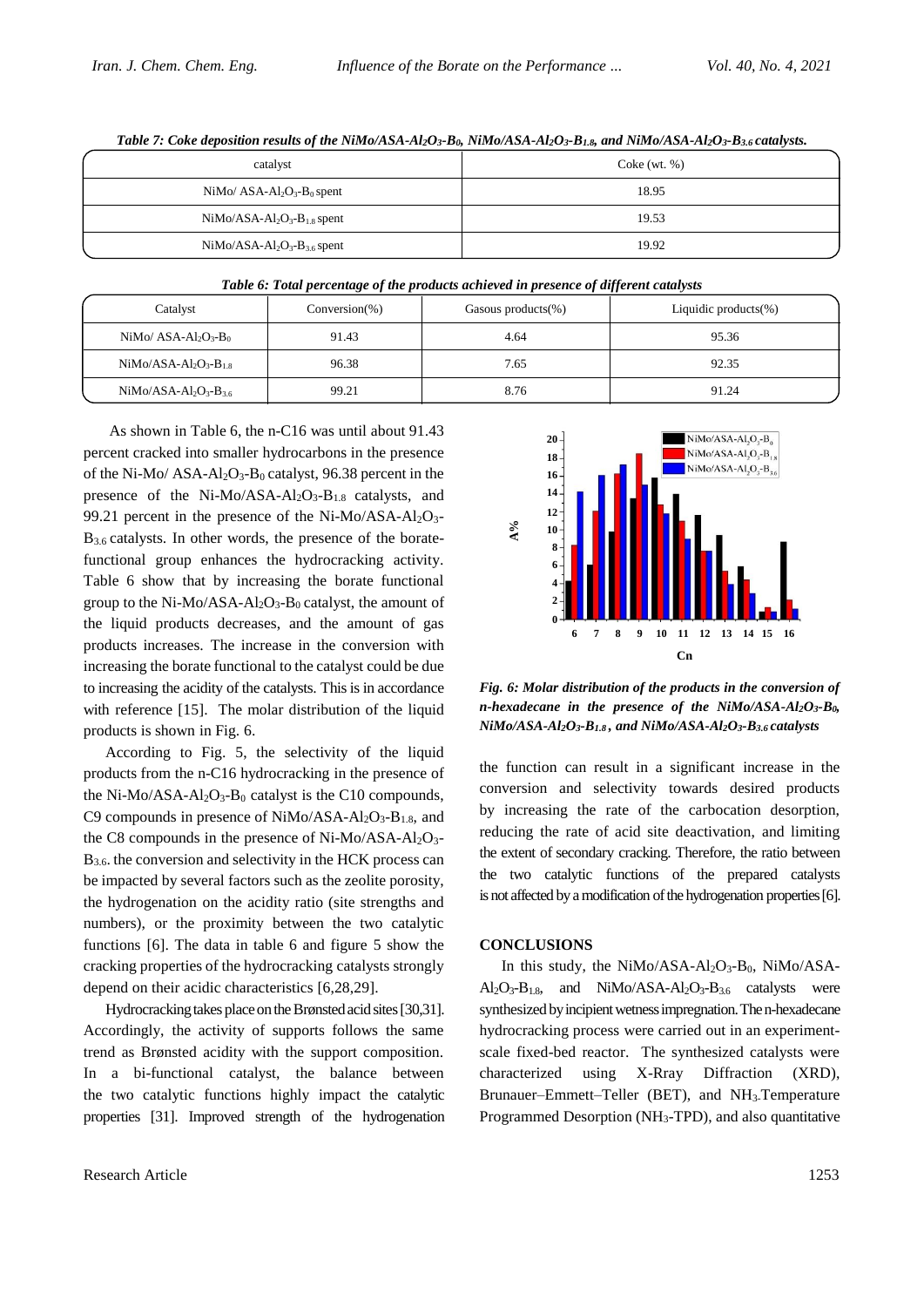*Table 7: Coke deposition results of the NiMo/ASA-$Al_2O_3$-$B_0$, NiMo/ASA-$Al_2O_3$-$B_{1.8}$, and NiMo/ASA-$Al_2O_3$-$B_{3.6}$ catalysts.*

| catalyst | Coke (wt. %) |
|---|---|
| NiMo/ ASA-$Al_2O_3$-$B_0$ spent | 18.95 |
| NiMo/ASA-$Al_2O_3$-$B_{1.8}$ spent | 19.53 |
| NiMo/ASA-$Al_2O_3$-$B_{3.6}$ spent | 19.92 |

*Table 6: Total percentage of the products achieved in presence of different catalysts*

| Catalyst | Conversion(%) | Gasous products(%) | Liquidic products(%) |
|---|---|---|---|
| NiMo/ ASA-$Al_2O_3$-$B_0$ | 91.43 | 4.64 | 95.36 |
| NiMo/ASA-$Al_2O_3$-$B_{1.8}$ | 96.38 | 7.65 | 92.35 |
| NiMo/ASA-$Al_2O_3$-$B_{3.6}$ | 99.21 | 8.76 | 91.24 |

As shown in Table 6, the n-C16 was until about 91.43 percent cracked into smaller hydrocarbons in the presence of the Ni-Mo/ ASA-$Al_2O_3$-$B_0$ catalyst, 96.38 percent in the presence of the Ni-Mo/ASA-$Al_2O_3$-$B_{1.8}$ catalysts, and 99.21 percent in the presence of the Ni-Mo/ASA-$Al_2O_3$-$B_{3.6}$ catalysts. In other words, the presence of the borate-functional group enhances the hydrocracking activity. Table 6 show that by increasing the borate functional group to the Ni-Mo/ASA-$Al_2O_3$-$B_0$ catalyst, the amount of the liquid products decreases, and the amount of gas products increases. The increase in the conversion with increasing the borate functional to the catalyst could be due to increasing the acidity of the catalysts. This is in accordance with reference [15]. The molar distribution of the liquid products is shown in Fig. 6.

According to Fig. 5, the selectivity of the liquid products from the n-C16 hydrocracking in the presence of the Ni-Mo/ASA-$Al_2O_3$-$B_0$ catalyst is the C10 compounds, C9 compounds in presence of NiMo/ASA-$Al_2O_3$-$B_{1.8}$, and the C8 compounds in the presence of Ni-Mo/ASA-$Al_2O_3$-$B_{3.6}$. the conversion and selectivity in the HCK process can be impacted by several factors such as the zeolite porosity, the hydrogenation on the acidity ratio (site strengths and numbers), or the proximity between the two catalytic functions [6]. The data in table 6 and figure 5 show the cracking properties of the hydrocracking catalysts strongly depend on their acidic characteristics [6,28,29].

Hydrocracking takes place on the Brønsted acid sites [30,31]. Accordingly, the activity of supports follows the same trend as Brønsted acidity with the support composition. In a bi-functional catalyst, the balance between the two catalytic functions highly impact the catalytic properties [31]. Improved strength of the hydrogenation the function can result in a significant increase in the conversion and selectivity towards desired products by increasing the rate of the carbocation desorption, reducing the rate of acid site deactivation, and limiting the extent of secondary cracking. Therefore, the ratio between the two catalytic functions of the prepared catalysts is not affected by a modification of the hydrogenation properties [6].

*Fig. 6: Molar distribution of the products in the conversion of n-hexadecane in the presence of the NiMo/ASA-$Al_2O_3$-$B_0$, NiMo/ASA-$Al_2O_3$-$B_{1.8}$, and NiMo/ASA-$Al_2O_3$-$B_{3.6}$ catalysts*

## CONCLUSIONS

In this study, the NiMo/ASA-$Al_2O_3$-$B_0$, NiMo/ASA-$Al_2O_3$-$B_{1.8}$, and NiMo/ASA-$Al_2O_3$-$B_{3.6}$ catalysts were synthesized by incipient wetness impregnation. The n-hexadecane hydrocracking process were carried out in an experiment-scale fixed-bed reactor. The synthesized catalysts were characterized using X-Ray Diffraction (XRD), Brunauer–Emmett–Teller (BET), and $NH_3$-Temperature Programmed Desorption ($NH_3$-TPD), and also quantitative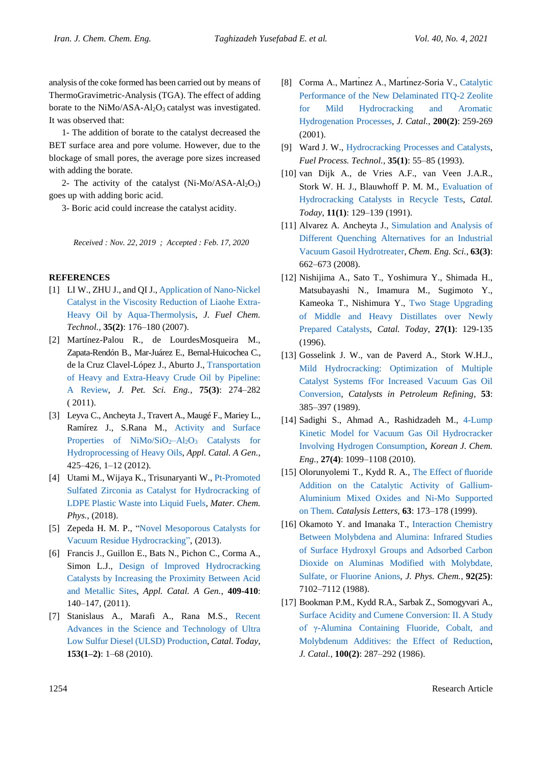analysis of the coke formed has been carried out by means of ThermoGravimetric-Analysis (TGA). The effect of adding borate to the NiMo/ASA-$Al_2O_3$ catalyst was investigated. It was observed that:

1- The addition of borate to the catalyst decreased the BET surface area and pore volume. However, due to the blockage of small pores, the average pore sizes increased with adding the borate.

2- The activity of the catalyst (Ni-Mo/ASA-$Al_2O_3$) goes up with adding boric acid.

3- Boric acid could increase the catalyst acidity.

*Received : Nov. 22, 2019 ; Accepted : Feb. 17, 2020*

## REFERENCES

[1] LI W., ZHU J., and QI J., Application of Nano-Nickel Catalyst in the Viscosity Reduction of Liaohe Extra-Heavy Oil by Aqua-Thermolysis, *J. Fuel Chem. Technol.*, **35(2)**: 176–180 (2007).

[2] Martínez-Palou R., de LourdesMosqueira M., Zapata-Rendón B., Mar-Juárez E., Bernal-Huicochea C., de la Cruz Clavel-López J., Aburto J., Transportation of Heavy and Extra-Heavy Crude Oil by Pipeline: A Review, *J. Pet. Sci. Eng.*, **75(3)**: 274–282 ( 2011).

[3] Leyva C., Ancheyta J., Travert A., Maugé F., Mariey L., Ramírez J., S.Rana M., Activity and Surface Properties of NiMo/$SiO_2$–$Al_2O_3$ Catalysts for Hydroprocessing of Heavy Oils, *Appl. Catal. A Gen.*, 425–426, 1–12 (2012).

[4] Utami M., Wijaya K., Trisunaryanti W., Pt-Promoted Sulfated Zirconia as Catalyst for Hydrocracking of LDPE Plastic Waste into Liquid Fuels, *Mater. Chem. Phys.*, (2018).

[5] Zepeda H. M. P., "Novel Mesoporous Catalysts for Vacuum Residue Hydrocracking", (2013).

[6] Francis J., Guillon E., Bats N., Pichon C., Corma A., Simon L.J., Design of Improved Hydrocracking Catalysts by Increasing the Proximity Between Acid and Metallic Sites, *Appl. Catal. A Gen.*, **409-410**: 140–147, (2011).

[7] Stanislaus A., Marafi A., Rana M.S., Recent Advances in the Science and Technology of Ultra Low Sulfur Diesel (ULSD) Production, *Catal. Today*, **153(1–2)**: 1–68 (2010).

[8] Corma A., Martínez A., Martínez-Soria V., Catalytic Performance of the New Delaminated ITQ-2 Zeolite for Mild Hydrocracking and Aromatic Hydrogenation Processes, *J. Catal.*, **200(2)**: 259-269 (2001).

[9] Ward J. W., Hydrocracking Processes and Catalysts, *Fuel Process. Technol.*, **35(1)**: 55–85 (1993).

[10] van Dijk A., de Vries A.F., van Veen J.A.R., Stork W. H. J., Blauwhoff P. M. M., Evaluation of Hydrocracking Catalysts in Recycle Tests, *Catal. Today*, **11(1)**: 129–139 (1991).

[11] Alvarez A. Ancheyta J., Simulation and Analysis of Different Quenching Alternatives for an Industrial Vacuum Gasoil Hydrotreater, *Chem. Eng. Sci.*, **63(3)**: 662–673 (2008).

[12] Nishijima A., Sato T., Yoshimura Y., Shimada H., Matsubayashi N., Imamura M., Sugimoto Y., Kameoka T., Nishimura Y., Two Stage Upgrading of Middle and Heavy Distillates over Newly Prepared Catalysts, *Catal. Today*, **27(1)**: 129-135 (1996).

[13] Gosselink J. W., van de Paverd A., Stork W.H.J., Mild Hydrocracking: Optimization of Multiple Catalyst Systems fFor Increased Vacuum Gas Oil Conversion, *Catalysts in Petroleum Refining*, **53**: 385–397 (1989).

[14] Sadighi S., Ahmad A., Rashidzadeh M., 4-Lump Kinetic Model for Vacuum Gas Oil Hydrocracker Involving Hydrogen Consumption, *Korean J. Chem. Eng.*, **27(4)**: 1099–1108 (2010).

[15] Olorunyolemi T., Kydd R. A., The Effect of fluoride Addition on the Catalytic Activity of Gallium-Aluminium Mixed Oxides and Ni-Mo Supported on Them. *Catalysis Letters*, **63**: 173–178 (1999).

[16] Okamoto Y. and Imanaka T., Interaction Chemistry Between Molybdena and Alumina: Infrared Studies of Surface Hydroxyl Groups and Adsorbed Carbon Dioxide on Aluminas Modified with Molybdate, Sulfate, or Fluorine Anions, *J. Phys. Chem.*, **92(25)**: 7102–7112 (1988).

[17] Bookman P.M., Kydd R.A., Sarbak Z., Somogyvari A., Surface Acidity and Cumene Conversion: II. A Study of γ-Alumina Containing Fluoride, Cobalt, and Molybdenum Additives: the Effect of Reduction, *J. Catal.*, **100(2)**: 287–292 (1986).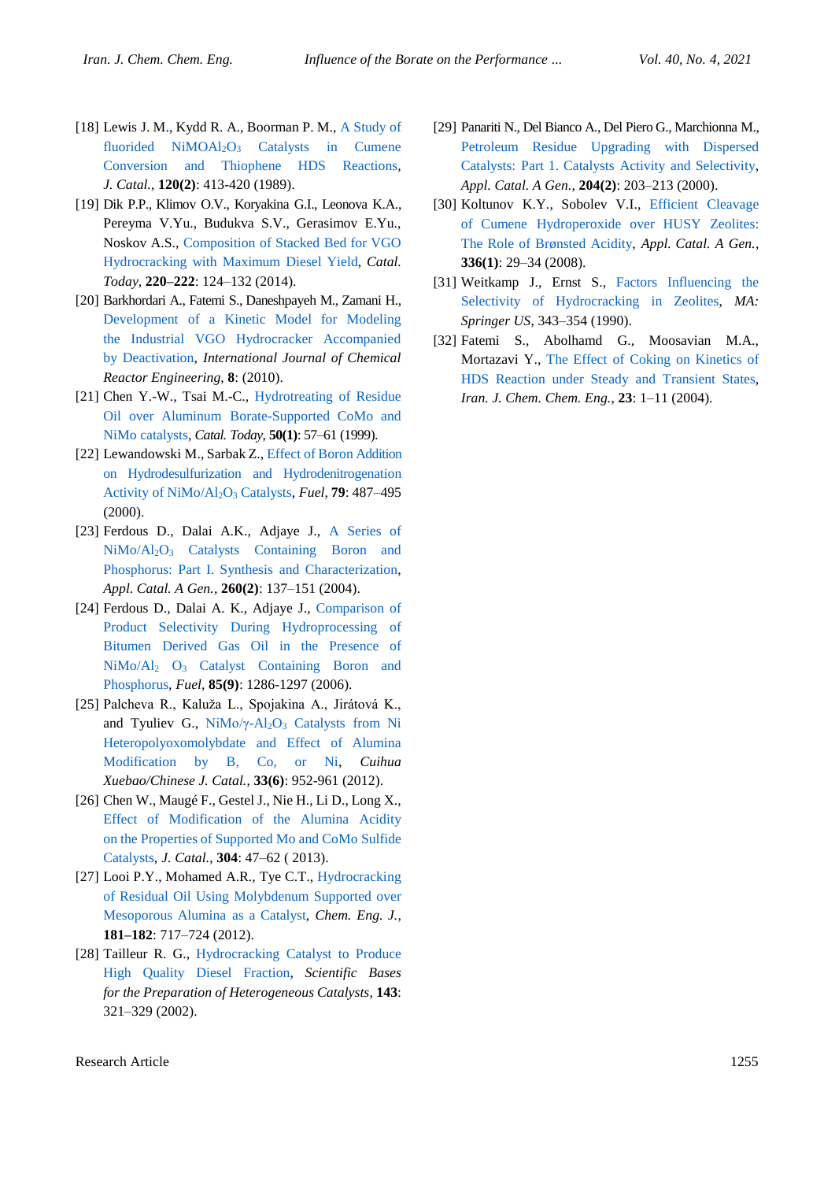[18] Lewis J. M., Kydd R. A., Boorman P. M., A Study of fluorided $NiMOAl_2O_3$ Catalysts in Cumene Conversion and Thiophene HDS Reactions, *J. Catal.*, **120(2)**: 413-420 (1989).

[19] Dik P.P., Klimov O.V., Koryakina G.I., Leonova K.A., Pereyma V.Yu., Budukva S.V., Gerasimov E.Yu., Noskov A.S., Composition of Stacked Bed for VGO Hydrocracking with Maximum Diesel Yield, *Catal. Today*, **220–222**: 124–132 (2014).

[20] Barkhordari A., Fatemi S., Daneshpayeh M., Zamani H., Development of a Kinetic Model for Modeling the Industrial VGO Hydrocracker Accompanied by Deactivation, *International Journal of Chemical Reactor Engineering*, **8**: (2010).

[21] Chen Y.-W., Tsai M.-C., Hydrotreating of Residue Oil over Aluminum Borate-Supported CoMo and NiMo catalysts, *Catal. Today*, **50(1)**: 57–61 (1999).

[22] Lewandowski M., Sarbak Z., Effect of Boron Addition on Hydrodesulfurization and Hydrodenitrogenation Activity of $NiMo/Al_2O_3$ Catalysts, *Fuel*, **79**: 487–495 (2000).

[23] Ferdous D., Dalai A.K., Adjaye J., A Series of $NiMo/Al_2O_3$ Catalysts Containing Boron and Phosphorus: Part I. Synthesis and Characterization, *Appl. Catal. A Gen.*, **260(2)**: 137–151 (2004).

[24] Ferdous D., Dalai A. K., Adjaye J., Comparison of Product Selectivity During Hydroprocessing of Bitumen Derived Gas Oil in the Presence of $NiMo/Al_2O_3$ Catalyst Containing Boron and Phosphorus, *Fuel*, **85(9)**: 1286-1297 (2006).

[25] Palcheva R., Kaluža L., Spojakina A., Jirátová K., and Tyuliev G., $NiMo/\gamma\text{-}Al_2O_3$ Catalysts from Ni Heteropolyoxomolybdate and Effect of Alumina Modification by B, Co, or Ni, *Cuihua Xuebao/Chinese J. Catal.*, **33(6)**: 952-961 (2012).

[26] Chen W., Maugé F., Gestel J., Nie H., Li D., Long X., Effect of Modification of the Alumina Acidity on the Properties of Supported Mo and CoMo Sulfide Catalysts, *J. Catal.*, **304**: 47–62 ( 2013).

[27] Looi P.Y., Mohamed A.R., Tye C.T., Hydrocracking of Residual Oil Using Molybdenum Supported over Mesoporous Alumina as a Catalyst, *Chem. Eng. J.*, **181–182**: 717–724 (2012).

[28] Tailleur R. G., Hydrocracking Catalyst to Produce High Quality Diesel Fraction, *Scientific Bases for the Preparation of Heterogeneous Catalysts*, **143**: 321–329 (2002).

[29] Panariti N., Del Bianco A., Del Piero G., Marchionna M., Petroleum Residue Upgrading with Dispersed Catalysts: Part 1. Catalysts Activity and Selectivity, *Appl. Catal. A Gen.*, **204(2)**: 203–213 (2000).

[30] Koltunov K.Y., Sobolev V.I., Efficient Cleavage of Cumene Hydroperoxide over HUSY Zeolites: The Role of Brønsted Acidity, *Appl. Catal. A Gen.*, **336(1)**: 29–34 (2008).

[31] Weitkamp J., Ernst S., Factors Influencing the Selectivity of Hydrocracking in Zeolites, *MA: Springer US*, 343–354 (1990).

[32] Fatemi S., Abolhamd G., Moosavian M.A., Mortazavi Y., The Effect of Coking on Kinetics of HDS Reaction under Steady and Transient States, *Iran. J. Chem. Chem. Eng.*, **23**: 1–11 (2004).

Research Article